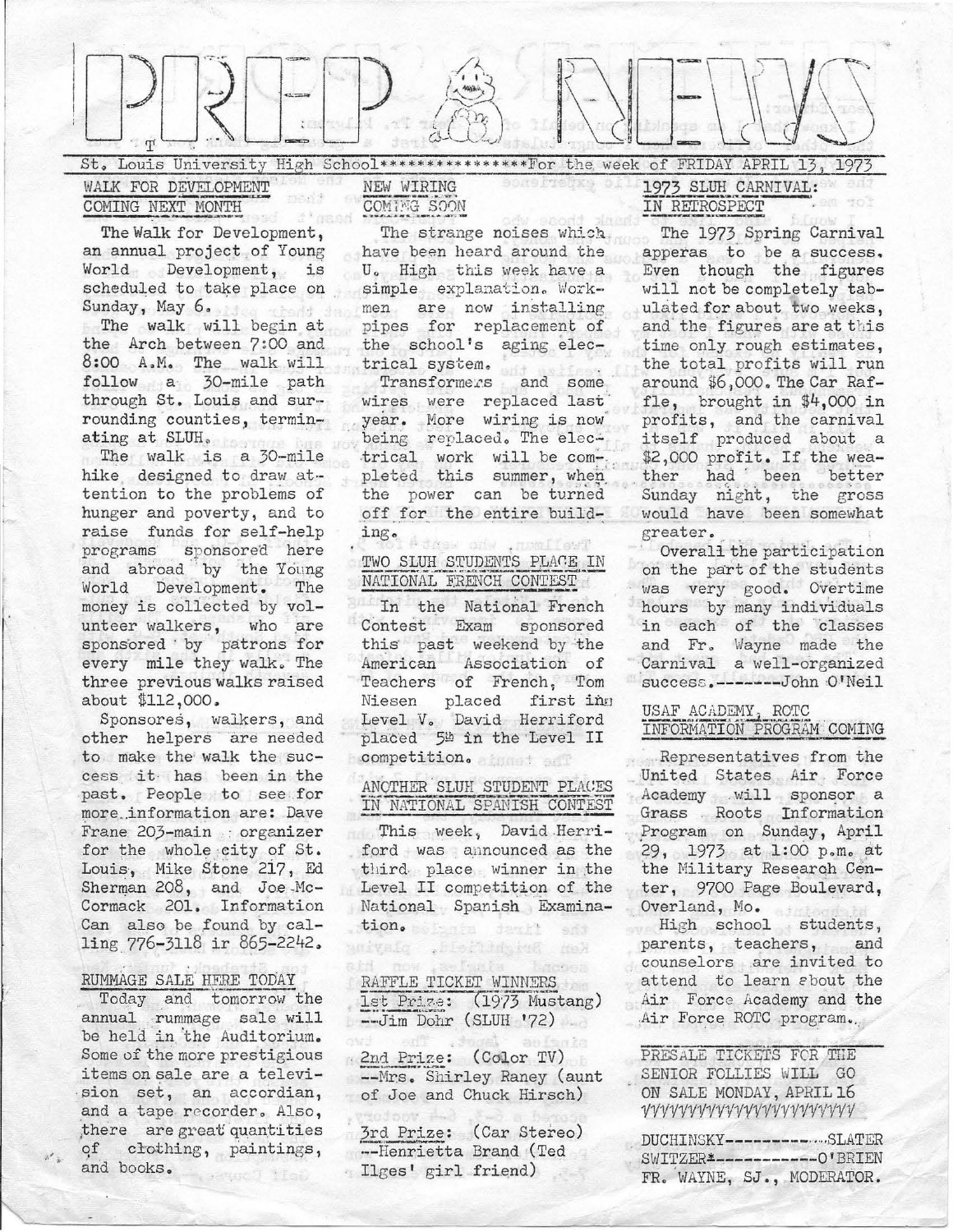# PREP NEWS

St. Louis University High School****************For the week of FRIDAY APRIL 13, 1973

## WALK FOR DEVELOPMENT COMING NEXT MONTH

The Walk for Development, an annual project of Young World Development, is scheduled to take place on Sunday, May 6.

The walk will begin at the Arch between 7:00 and 8:00 A.M. The walk will follow a 30-mile path through St. Louis and surrounding counties, terminating at SLUH.

The walk is a 30-mile hike designed to draw attention to the problems of hunger and poverty, and to raise funds for self-help programs sponsored here and abroad by the Young World Development. The money is collected by volunteer walkers, who are sponsored by patrons for every mile they walk. The three previous walks raised about $112,000.

Sponsores, walkers, and other helpers are needed to make the walk the success it has been in the past. People to see for more information are: Dave Frane 203-main organizer for the whole city of St. Louis, Mike Stone 217, Ed Sherman 208, and Joe McCormack 201. Information Can also be found by calling 776-3118 ir 865-2242.

## RUMMAGE SALE HERE TODAY

Today and tomorrow the annual rummage sale will be held in the Auditorium. Some of the more prestigious items on sale are a television set, an accordian, and a tape recorder. Also, there are great quantities of clothing, paintings, and books.

## NEW WIRING COMING SOON

The strange noises which have been heard around the U. High this week have a simple explanation. Workmen are now installing pipes for replacement of the school's aging electrical system.

Transformers and some wires were replaced last year. More wiring is now being replaced. The electrical work will be completed this summer, when the power can be turned off for the entire building.

## TWO SLUH STUDENTS PLACE IN NATIONAL FRENCH CONTEST

In the National French Contest Exam sponsored this past weekend by the American Association of Teachers of French, Tom Niesen placed first in Level V. David Herriford placed 5th in the Level II competition.

## ANOTHER SLUH STUDENT PLACES IN NATIONAL SPANISH CONTEST

This week, David Herriford was announced as the third place winner in the Level II competition of the National Spanish Examination.

## RAFFLE TICKET WINNERS

1st Prize: (1973 Mustang) --Jim Dohr (SLUH '72)

2nd Prize: (Color TV) --Mrs. Shirley Raney (aunt of Joe and Chuck Hirsch)

3rd Prize: (Car Stereo) --Henrietta Brand (Ted Ilges' girl friend)

## 1973 SLUH CARNIVAL: IN RETROSPECT

The 1973 Spring Carnival apperas to be a success. Even though the figures will not be completely tabulated for about two weeks, and the figures are at this time only rough estimates, the total profits will run around $6,000. The Car Raffle, brought in $4,000 in profits, and the carnival itself produced about a $2,000 profit. If the weather had been better Sunday night, the gross would have been somewhat greater.

Overall the participation on the part of the students was very good. Overtime hours by many individuals in each of the classes and Fr. Wayne made the Carnival a well-organized success.--------John O'Neil

## USAF ACADEMY, ROTC INFORMATION PROGRAM COMING

Representatives from the United States Air Force Academy will sponsor a Grass Roots Information Program on Sunday, April 29, 1973 at 1:00 p.m. at the Military Research Center, 9700 Page Boulevard, Overland, Mo.

High school students, parents, teachers, and counselors are invited to attend to learn about the Air Force Academy and the Air Force ROTC program.

## PRESALE TICKETS FOR THE SENIOR FOLLIES WILL GO ON SALE MONDAY, APRIL 16

DUCHINSKY-----------SLATER
SWITZER*-----------O'BRIEN
FR. WAYNE, SJ., MODERATOR.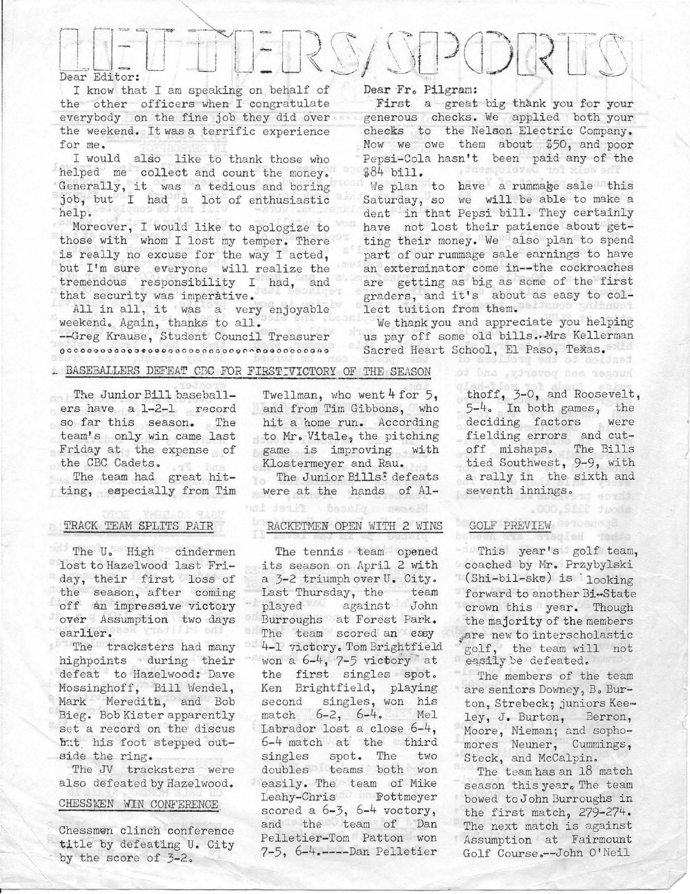# LETTERS/SPORTS

Dear Editor:

I know that I am speaking on behalf of the other officers when I congratulate everybody on the fine job they did over the weekend. It was a terrific experience for me.

I would also like to thank those who helped me collect and count the money. Generally, it was a tedious and boring job, but I had a lot of enthusiastic help.

Moreover, I would like to apologize to those with whom I lost my temper. There is really no excuse for the way I acted, but I'm sure everyone will realize the tremendous responsibility I had, and that security was imperative.

All in all, it was a very enjoyable weekend. Again, thanks to all.
--Greg Krause, Student Council Treasurer

Dear Fr. Pilgram:

First a great big thank you for your generous checks. We applied both your checks to the Nelson Electric Company. Now we owe them about $50, and poor Pepsi-Cola hasn't been paid any of the $84 bill.

We plan to have a rummage sale this Saturday, so we will be able to make a dent in that Pepsi bill. They certainly have not lost their patience about getting their money. We also plan to spend part of our rummage sale earnings to have an exterminator come in--the cockroaches are getting as big as some of the first graders, and it's about as easy to collect tuition from them.

We thank you and appreciate you helping us pay off some old bills.-Mrs Kellerman Sacred Heart School, El Paso, Texas.

## BASEBALLERS DEFEAT CBC FOR FIRST VICTORY OF THE SEASON

The Junior Bill baseballers have a 1-2-1 record so far this season. The team's only win came last Friday at the expense of the CBC Cadets.

The team had great hitting, especially from Tim Twellman, who went 4 for 5, and from Tim Gibbons, who hit a home run. According to Mr. Vitale, the pitching game is improving with Klostermeyer and Rau.

The Junior Bills' defeats were at the hands of Althoff, 3-0, and Roosevelt, 5-4. In both games, the deciding factors were fielding errors and cutoff mishaps. The Bills tied Southwest, 9-9, with a rally in the sixth and seventh innings.

## TRACK TEAM SPLITS PAIR

The U. High cindermen lost to Hazelwood last Friday, their first loss of the season, after coming off an impressive victory over Assumption two days earlier.

The tracksters had many highpoints during their defeat to Hazelwood: Dave Mossinghoff, Bill Wendel, Mark Meredith, and Bob Bieg. Bob Kister apparently set a record on the discus but his foot stepped outside the ring.

The JV tracksters were also defeated by Hazelwood.

## CHESSMEN WIN CONFERENCE

Chessmen clinch conference title by defeating U. City by the score of 3-2.

## RACKETMEN OPEN WITH 2 WINS

The tennis team opened its season on April 2 with a 3-2 triumph over U. City. Last Thursday, the team played against John Burroughs at Forest Park. The team scored an easy 4-1 victory. Tom Brightfield won a 6-4, 7-5 victory at the first singles spot. Ken Brightfield, playing second singles, won his match 6-2, 6-4. Mel Labrador lost a close 6-4, 6-4 match at the third singles spot. The two doubles teams both won easily. The team of Mike Leahy-Chris Pottmeyer scored a 6-3, 6-4 voctory, and the team of Dan Pelletier-Tom Patton won 7-5, 6-4.----Dan Pelletier

## GOLF PREVIEW

This year's golf team, coached by Mr. Przybylski (Shi-bil-ske) is looking forward to another Bi-State crown this year. Though the majority of the members are new to interscholastic golf, the team will not easily be defeated.

The members of the team are seniors Downey, B. Burton, Strebeck; juniors Keeley, J. Burton, Berron, Moore, Nieman; and sophomores Neuner, Cummings, Steck, and McCalpin.

The team has an 18 match season this year. The team bowed to John Burroughs in the first match, 279-274. The next match is against Assumption at Fairmount Golf Course.--John O'Neil